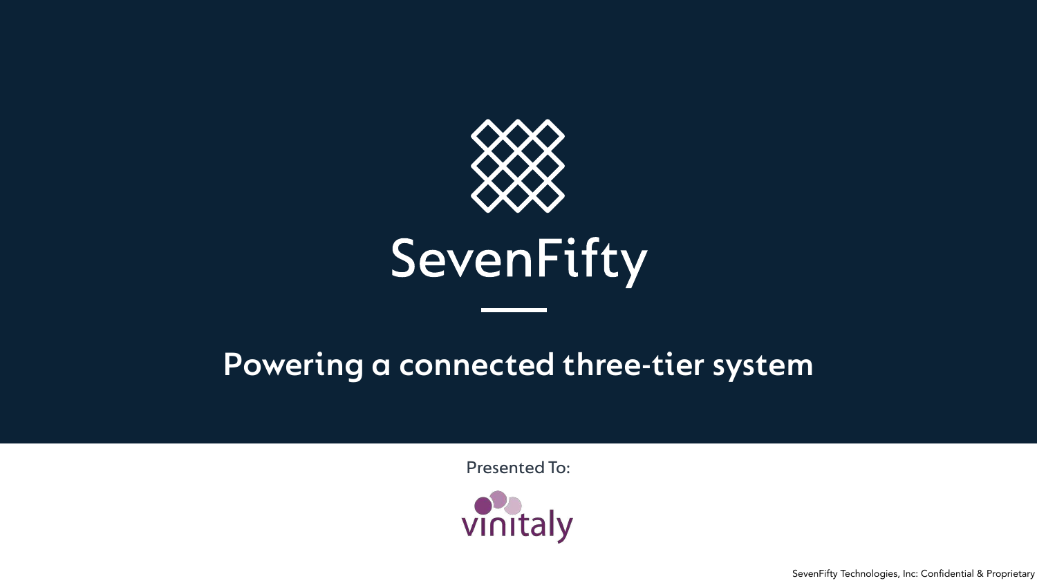# SevenFifty

## Powering a connected three-tier system

Presented To:

vinitaly

SevenFifty Technologies, Inc: Confidential & Proprietary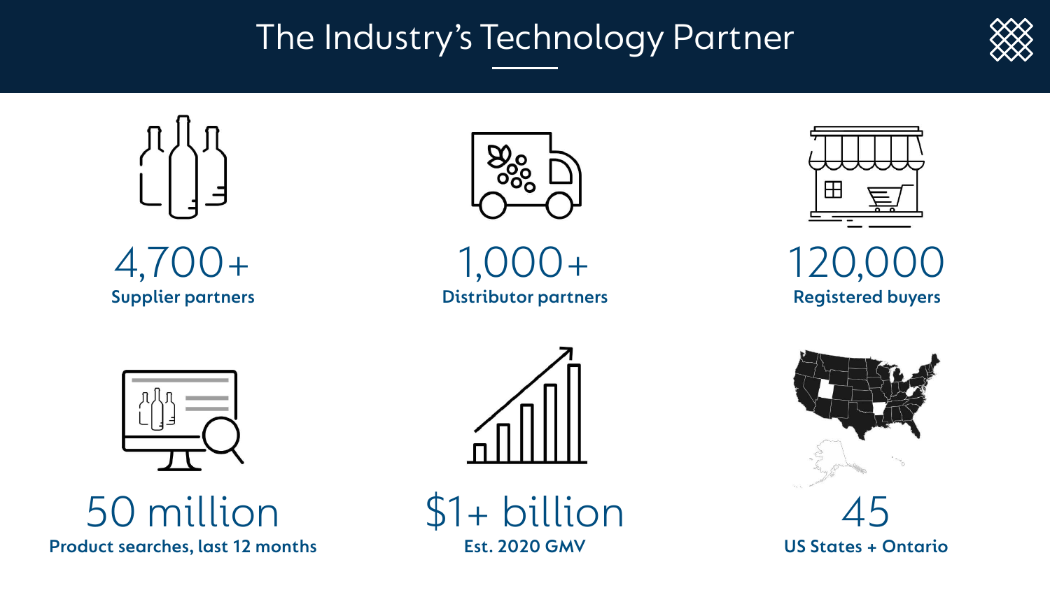# The Industry's Technology Partner

**4,700+**
Supplier partners

**1,000+**
Distributor partners

**120,000**
Registered buyers

**50 million**
Product searches, last 12 months

**$1+ billion**
Est. 2020 GMV

**45**
US States + Ontario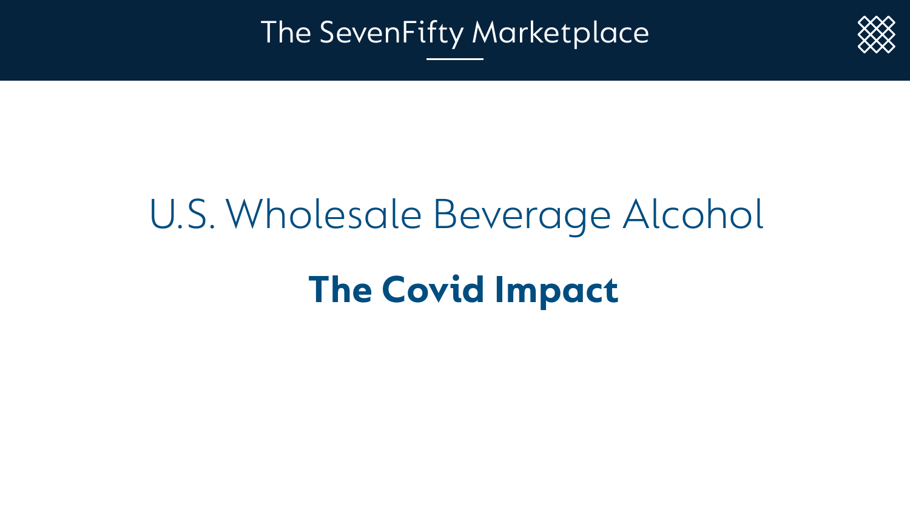# U.S. Wholesale Beverage Alcohol

## The Covid Impact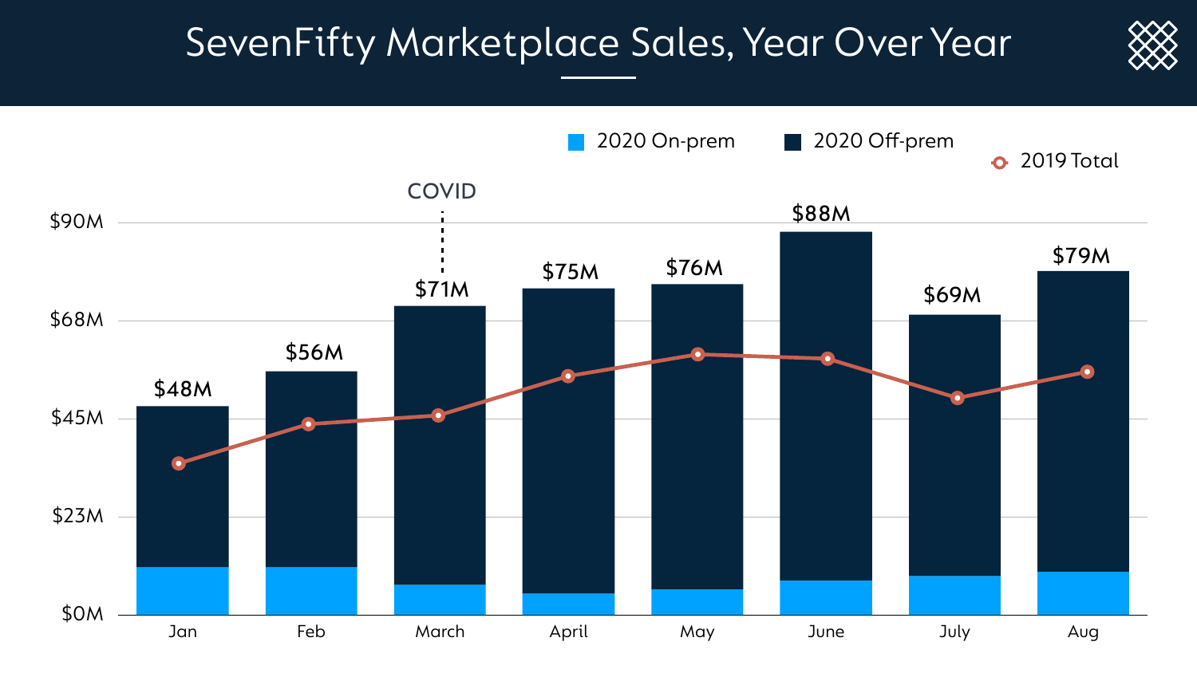# SevenFifty Marketplace Sales, Year Over Year

| Month | 2020 Total |
| --- | --- |
| Jan | $48M |
| Feb | $56M |
| March | $71M |
| April | $75M |
| May | $76M |
| June | $88M |
| July | $69M |
| Aug | $79M |

Legend: 2020 On-prem, 2020 Off-prem, 2019 Total

COVID (marked at March)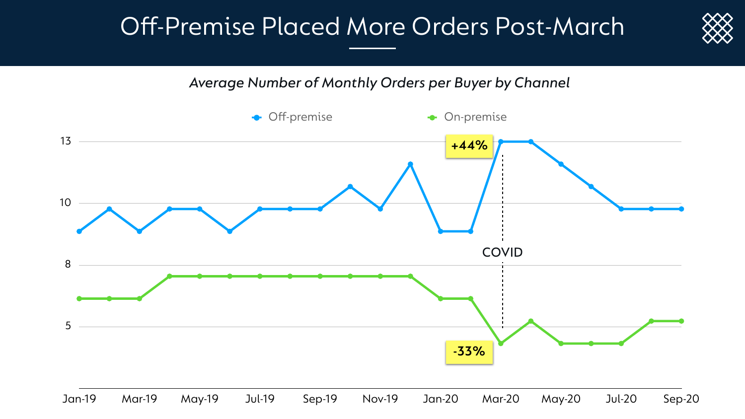# Off-Premise Placed More Orders Post-March

*Average Number of Monthly Orders per Buyer by Channel*

Off-premise | On-premise

+44%

-33%

COVID

13, 10, 8, 5

Jan-19, Mar-19, May-19, Jul-19, Sep-19, Nov-19, Jan-20, Mar-20, May-20, Jul-20, Sep-20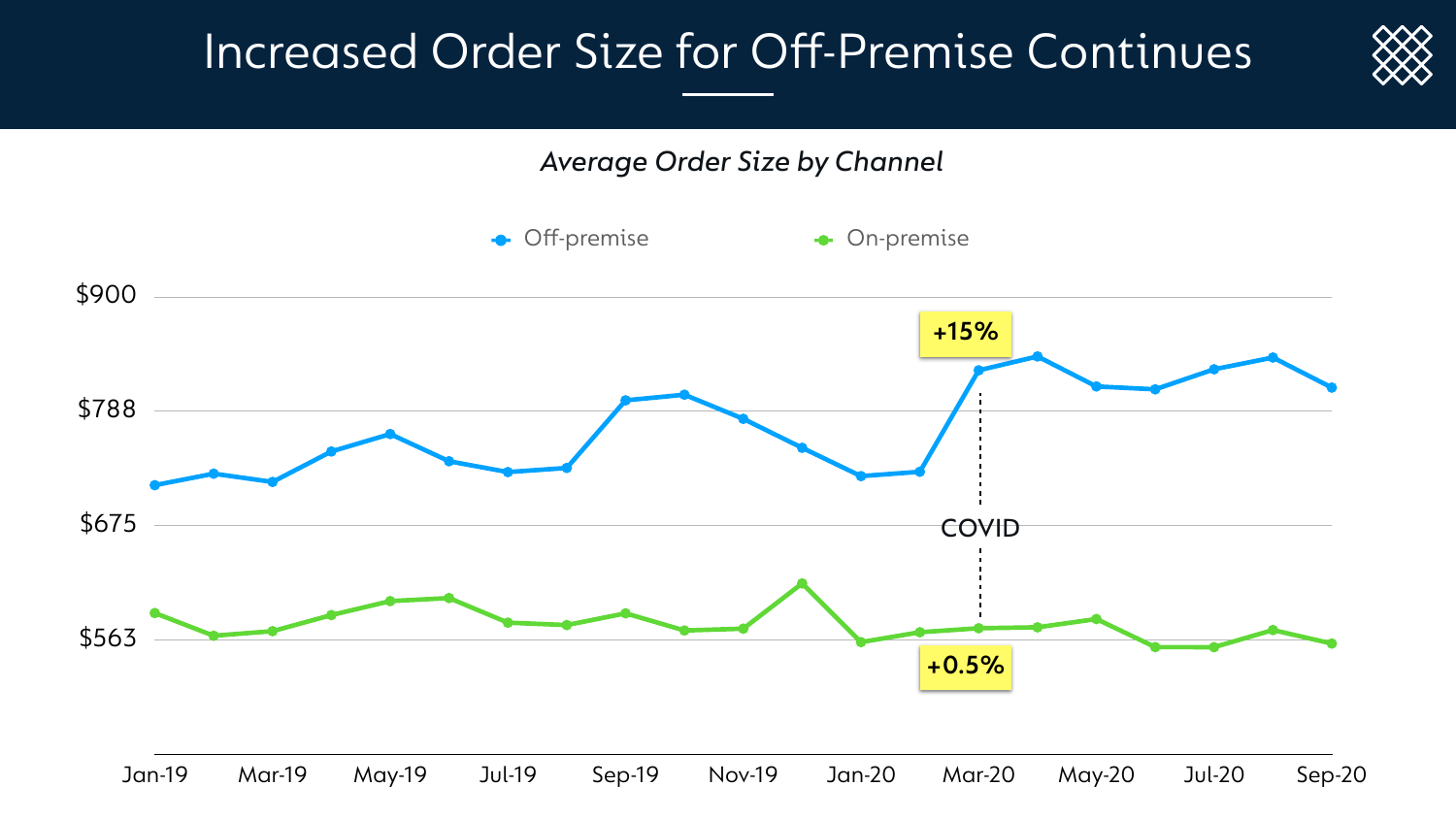# Increased Order Size for Off-Premise Continues

*Average Order Size by Channel*

Off-premise | On-premise

$900
$788
$675
$563

Jan-19 | Mar-19 | May-19 | Jul-19 | Sep-19 | Nov-19 | Jan-20 | Mar-20 | May-20 | Jul-20 | Sep-20

**+15%**

COVID

**+0.5%**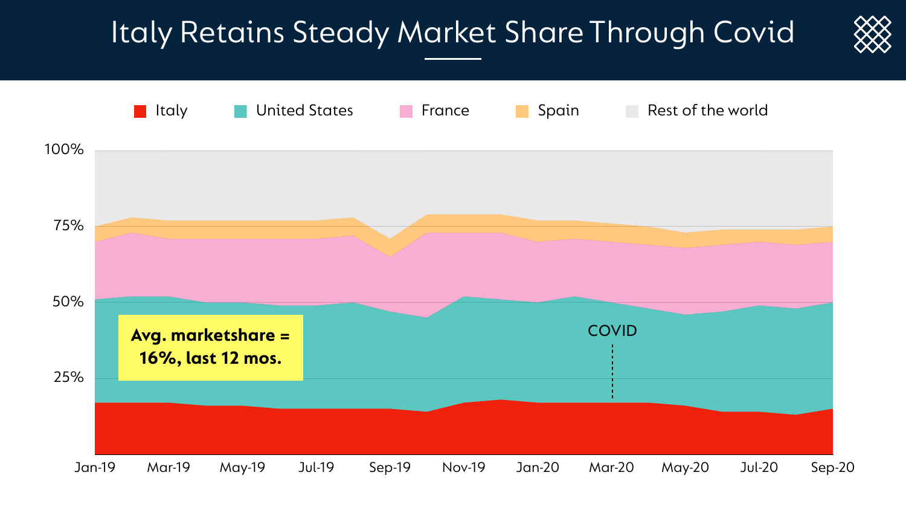# Italy Retains Steady Market Share Through Covid

Italy | United States | France | Spain | Rest of the world

100%
75%
50%
25%

**Avg. marketshare = 16%, last 12 mos.**

COVID

Jan-19 | Mar-19 | May-19 | Jul-19 | Sep-19 | Nov-19 | Jan-20 | Mar-20 | May-20 | Jul-20 | Sep-20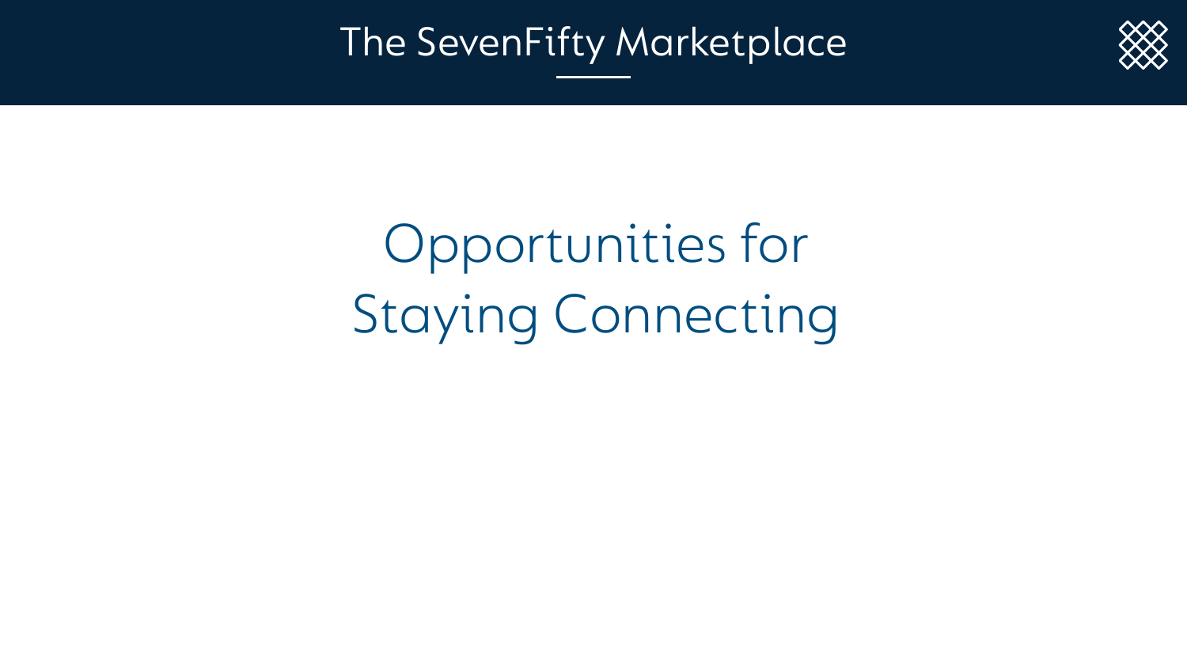# Opportunities for Staying Connecting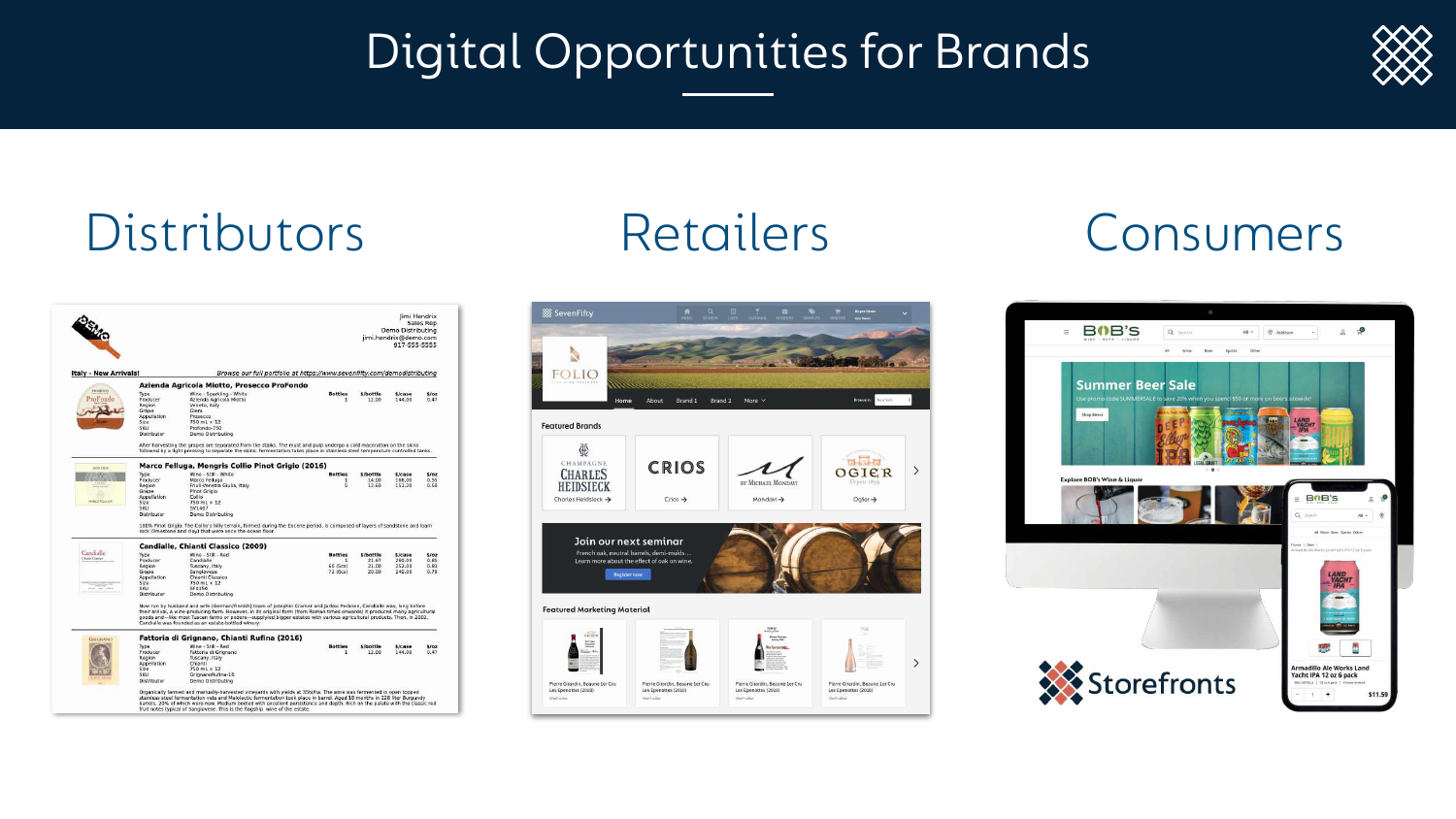# Digital Opportunities for Brands

## Distributors

## Retailers

## Consumers

Storefronts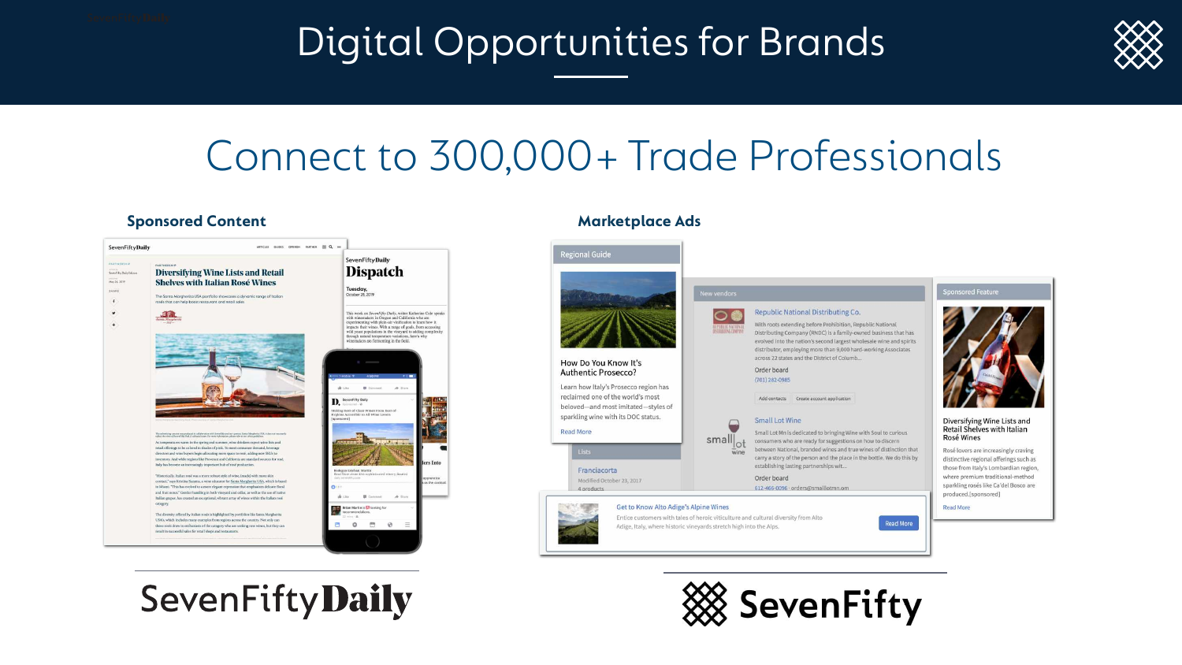# Digital Opportunities for Brands

## Connect to 300,000+ Trade Professionals

### Sponsored Content

SevenFiftyDaily

### Marketplace Ads

SevenFifty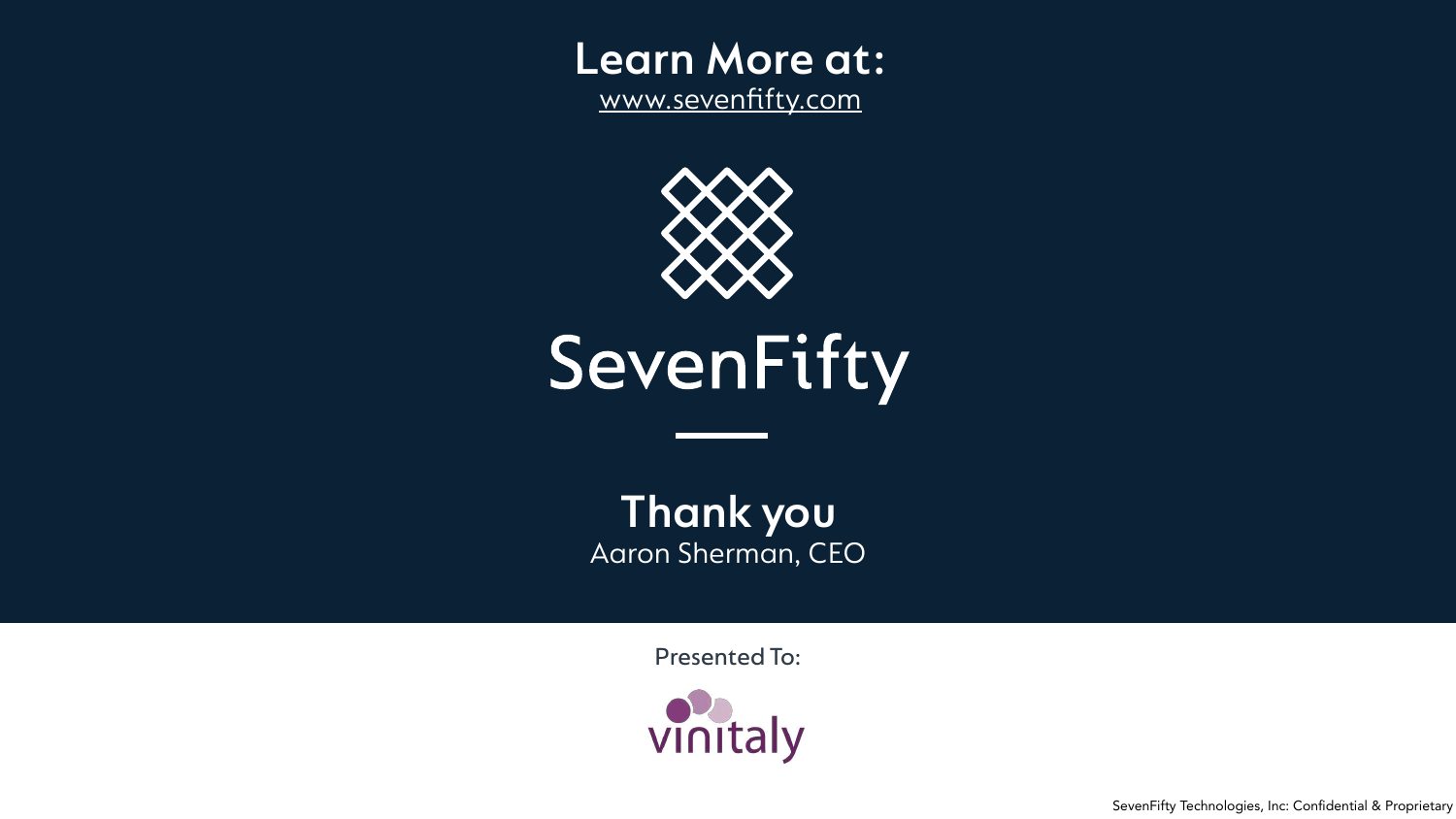# Learn More at:

www.sevenfifty.com

SevenFifty

## Thank you

Aaron Sherman, CEO

Presented To:

vinitaly

SevenFifty Technologies, Inc: Confidential & Proprietary